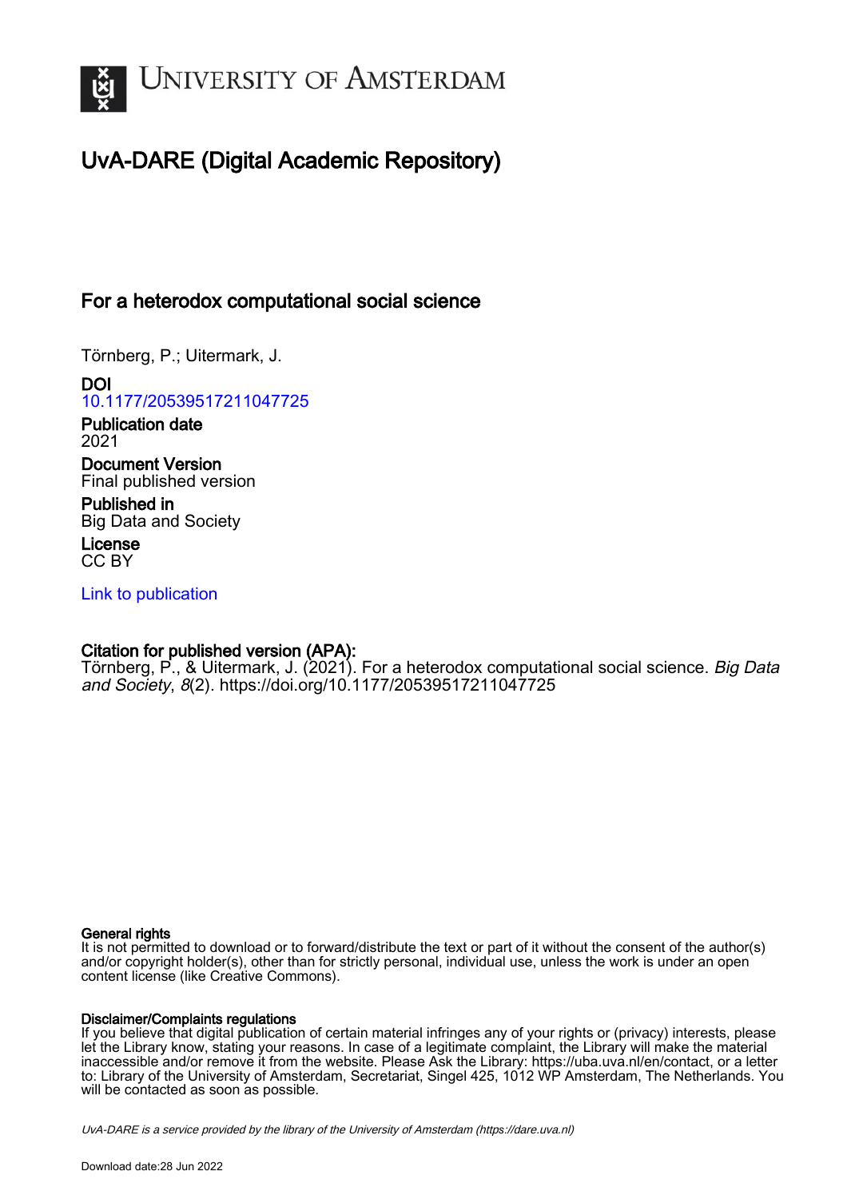# UNIVERSITY OF AMSTERDAM

## UvA-DARE (Digital Academic Repository)

### For a heterodox computational social science

Törnberg, P.; Uitermark, J.

**DOI**
10.1177/20539517211047725

**Publication date**
2021

**Document Version**
Final published version

**Published in**
Big Data and Society

**License**
CC BY

Link to publication

**Citation for published version (APA):**
Törnberg, P., & Uitermark, J. (2021). For a heterodox computational social science. *Big Data and Society*, *8*(2). https://doi.org/10.1177/20539517211047725

**General rights**
It is not permitted to download or to forward/distribute the text or part of it without the consent of the author(s) and/or copyright holder(s), other than for strictly personal, individual use, unless the work is under an open content license (like Creative Commons).

**Disclaimer/Complaints regulations**
If you believe that digital publication of certain material infringes any of your rights or (privacy) interests, please let the Library know, stating your reasons. In case of a legitimate complaint, the Library will make the material inaccessible and/or remove it from the website. Please Ask the Library: https://uba.uva.nl/en/contact, or a letter to: Library of the University of Amsterdam, Secretariat, Singel 425, 1012 WP Amsterdam, The Netherlands. You will be contacted as soon as possible.

*UvA-DARE is a service provided by the library of the University of Amsterdam (https://dare.uva.nl)*

Download date:28 Jun 2022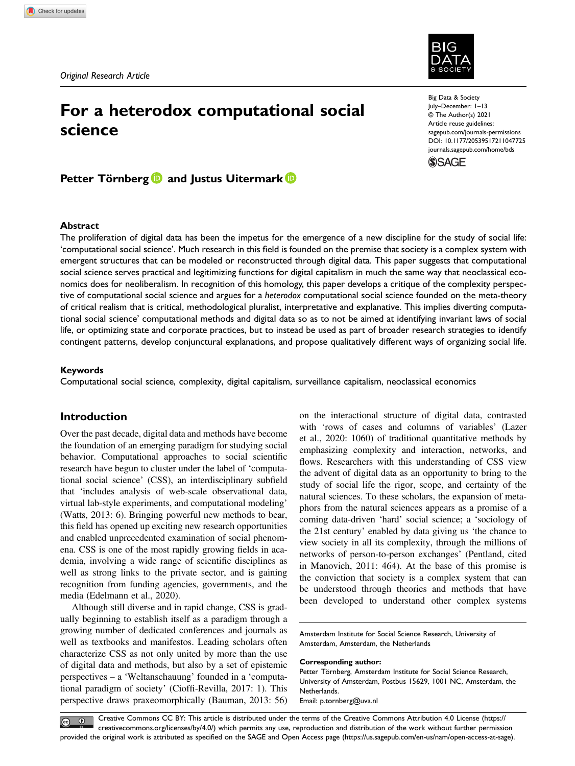Original Research Article

# For a heterodox computational social science

**Petter Törnberg and Justus Uitermark**

### Abstract

The proliferation of digital data has been the impetus for the emergence of a new discipline for the study of social life: 'computational social science'. Much research in this field is founded on the premise that society is a complex system with emergent structures that can be modeled or reconstructed through digital data. This paper suggests that computational social science serves practical and legitimizing functions for digital capitalism in much the same way that neoclassical economics does for neoliberalism. In recognition of this homology, this paper develops a critique of the complexity perspective of computational social science and argues for a *heterodox* computational social science founded on the meta-theory of critical realism that is critical, methodological pluralist, interpretative and explanative. This implies diverting computational social science' computational methods and digital data so as to not be aimed at identifying invariant laws of social life, or optimizing state and corporate practices, but to instead be used as part of broader research strategies to identify contingent patterns, develop conjunctural explanations, and propose qualitatively different ways of organizing social life.

### Keywords

Computational social science, complexity, digital capitalism, surveillance capitalism, neoclassical economics

## Introduction

Over the past decade, digital data and methods have become the foundation of an emerging paradigm for studying social behavior. Computational approaches to social scientific research have begun to cluster under the label of 'computational social science' (CSS), an interdisciplinary subfield that 'includes analysis of web-scale observational data, virtual lab-style experiments, and computational modeling' (Watts, 2013: 6). Bringing powerful new methods to bear, this field has opened up exciting new research opportunities and enabled unprecedented examination of social phenomena. CSS is one of the most rapidly growing fields in academia, involving a wide range of scientific disciplines as well as strong links to the private sector, and is gaining recognition from funding agencies, governments, and the media (Edelmann et al., 2020).

Although still diverse and in rapid change, CSS is gradually beginning to establish itself as a paradigm through a growing number of dedicated conferences and journals as well as textbooks and manifestos. Leading scholars often characterize CSS as not only united by more than the use of digital data and methods, but also by a set of epistemic perspectives – a 'Weltanschauung' founded in a 'computational paradigm of society' (Cioffi-Revilla, 2017: 1). This perspective draws praxeomorphically (Bauman, 2013: 56) on the interactional structure of digital data, contrasted with 'rows of cases and columns of variables' (Lazer et al., 2020: 1060) of traditional quantitative methods by emphasizing complexity and interaction, networks, and flows. Researchers with this understanding of CSS view the advent of digital data as an opportunity to bring to the study of social life the rigor, scope, and certainty of the natural sciences. To these scholars, the expansion of metaphors from the natural sciences appears as a promise of a coming data-driven 'hard' social science; a 'sociology of the 21st century' enabled by data giving us 'the chance to view society in all its complexity, through the millions of networks of person-to-person exchanges' (Pentland, cited in Manovich, 2011: 464). At the base of this promise is the conviction that society is a complex system that can be understood through theories and methods that have been developed to understand other complex systems

Amsterdam Institute for Social Science Research, University of Amsterdam, Amsterdam, the Netherlands

**Corresponding author:**
Petter Törnberg, Amsterdam Institute for Social Science Research, University of Amsterdam, Postbus 15629, 1001 NC, Amsterdam, the Netherlands.
Email: p.tornberg@uva.nl

Creative Commons CC BY: This article is distributed under the terms of the Creative Commons Attribution 4.0 License (https://creativecommons.org/licenses/by/4.0/) which permits any use, reproduction and distribution of the work without further permission provided the original work is attributed as specified on the SAGE and Open Access page (https://us.sagepub.com/en-us/nam/open-access-at-sage).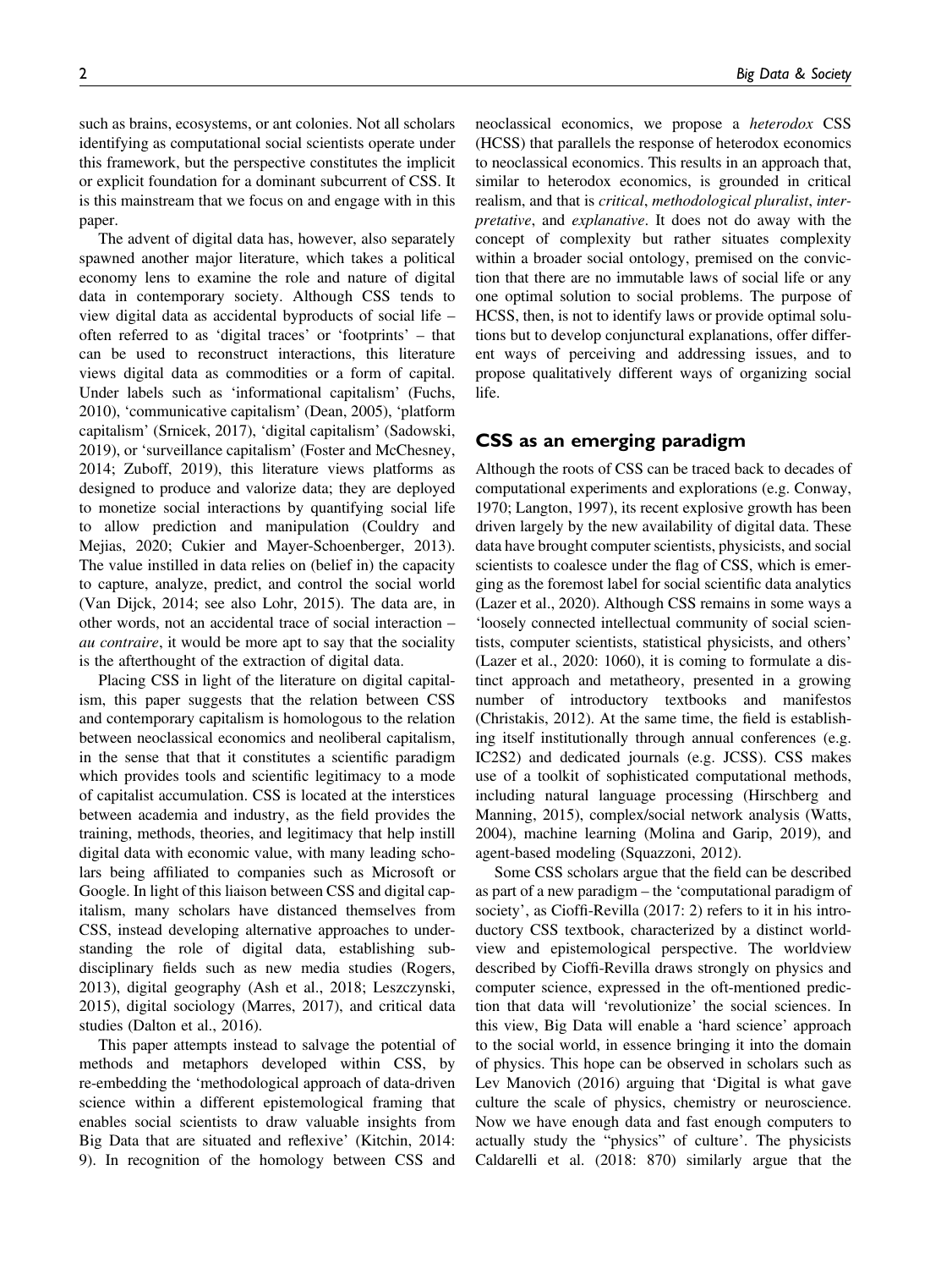such as brains, ecosystems, or ant colonies. Not all scholars identifying as computational social scientists operate under this framework, but the perspective constitutes the implicit or explicit foundation for a dominant subcurrent of CSS. It is this mainstream that we focus on and engage with in this paper.

The advent of digital data has, however, also separately spawned another major literature, which takes a political economy lens to examine the role and nature of digital data in contemporary society. Although CSS tends to view digital data as accidental byproducts of social life – often referred to as 'digital traces' or 'footprints' – that can be used to reconstruct interactions, this literature views digital data as commodities or a form of capital. Under labels such as 'informational capitalism' (Fuchs, 2010), 'communicative capitalism' (Dean, 2005), 'platform capitalism' (Srnicek, 2017), 'digital capitalism' (Sadowski, 2019), or 'surveillance capitalism' (Foster and McChesney, 2014; Zuboff, 2019), this literature views platforms as designed to produce and valorize data; they are deployed to monetize social interactions by quantifying social life to allow prediction and manipulation (Couldry and Mejias, 2020; Cukier and Mayer-Schoenberger, 2013). The value instilled in data relies on (belief in) the capacity to capture, analyze, predict, and control the social world (Van Dijck, 2014; see also Lohr, 2015). The data are, in other words, not an accidental trace of social interaction – *au contraire*, it would be more apt to say that the sociality is the afterthought of the extraction of digital data.

Placing CSS in light of the literature on digital capitalism, this paper suggests that the relation between CSS and contemporary capitalism is homologous to the relation between neoclassical economics and neoliberal capitalism, in the sense that that it constitutes a scientific paradigm which provides tools and scientific legitimacy to a mode of capitalist accumulation. CSS is located at the interstices between academia and industry, as the field provides the training, methods, theories, and legitimacy that help instill digital data with economic value, with many leading scholars being affiliated to companies such as Microsoft or Google. In light of this liaison between CSS and digital capitalism, many scholars have distanced themselves from CSS, instead developing alternative approaches to understanding the role of digital data, establishing subdisciplinary fields such as new media studies (Rogers, 2013), digital geography (Ash et al., 2018; Leszczynski, 2015), digital sociology (Marres, 2017), and critical data studies (Dalton et al., 2016).

This paper attempts instead to salvage the potential of methods and metaphors developed within CSS, by re-embedding the 'methodological approach of data-driven science within a different epistemological framing that enables social scientists to draw valuable insights from Big Data that are situated and reflexive' (Kitchin, 2014: 9). In recognition of the homology between CSS and neoclassical economics, we propose a *heterodox* CSS (HCSS) that parallels the response of heterodox economics to neoclassical economics. This results in an approach that, similar to heterodox economics, is grounded in critical realism, and that is *critical*, *methodological pluralist*, *interpretative*, and *explanative*. It does not do away with the concept of complexity but rather situates complexity within a broader social ontology, premised on the conviction that there are no immutable laws of social life or any one optimal solution to social problems. The purpose of HCSS, then, is not to identify laws or provide optimal solutions but to develop conjunctural explanations, offer different ways of perceiving and addressing issues, and to propose qualitatively different ways of organizing social life.

## CSS as an emerging paradigm

Although the roots of CSS can be traced back to decades of computational experiments and explorations (e.g. Conway, 1970; Langton, 1997), its recent explosive growth has been driven largely by the new availability of digital data. These data have brought computer scientists, physicists, and social scientists to coalesce under the flag of CSS, which is emerging as the foremost label for social scientific data analytics (Lazer et al., 2020). Although CSS remains in some ways a 'loosely connected intellectual community of social scientists, computer scientists, statistical physicists, and others' (Lazer et al., 2020: 1060), it is coming to formulate a distinct approach and metatheory, presented in a growing number of introductory textbooks and manifestos (Christakis, 2012). At the same time, the field is establishing itself institutionally through annual conferences (e.g. IC2S2) and dedicated journals (e.g. JCSS). CSS makes use of a toolkit of sophisticated computational methods, including natural language processing (Hirschberg and Manning, 2015), complex/social network analysis (Watts, 2004), machine learning (Molina and Garip, 2019), and agent-based modeling (Squazzoni, 2012).

Some CSS scholars argue that the field can be described as part of a new paradigm – the 'computational paradigm of society', as Cioffi-Revilla (2017: 2) refers to it in his introductory CSS textbook, characterized by a distinct worldview and epistemological perspective. The worldview described by Cioffi-Revilla draws strongly on physics and computer science, expressed in the oft-mentioned prediction that data will 'revolutionize' the social sciences. In this view, Big Data will enable a 'hard science' approach to the social world, in essence bringing it into the domain of physics. This hope can be observed in scholars such as Lev Manovich (2016) arguing that 'Digital is what gave culture the scale of physics, chemistry or neuroscience. Now we have enough data and fast enough computers to actually study the "physics" of culture'. The physicists Caldarelli et al. (2018: 870) similarly argue that the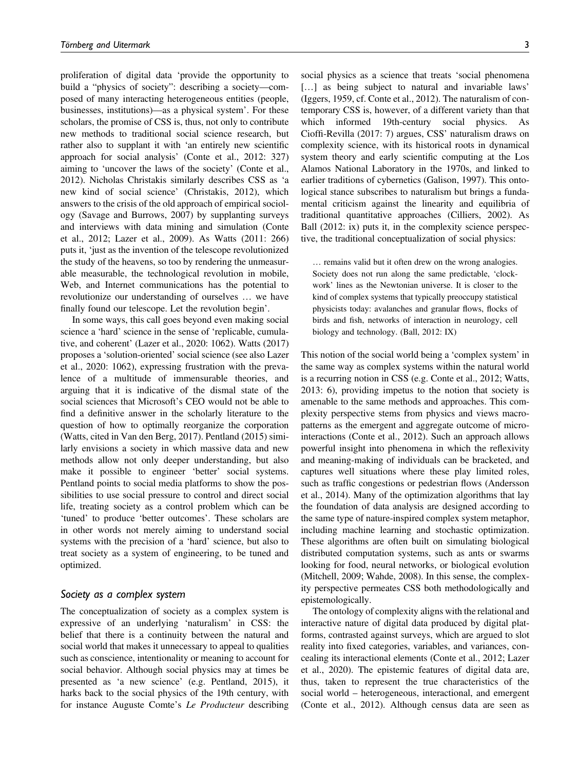proliferation of digital data 'provide the opportunity to build a "physics of society": describing a society—composed of many interacting heterogeneous entities (people, businesses, institutions)—as a physical system'. For these scholars, the promise of CSS is, thus, not only to contribute new methods to traditional social science research, but rather also to supplant it with 'an entirely new scientific approach for social analysis' (Conte et al., 2012: 327) aiming to 'uncover the laws of the society' (Conte et al., 2012). Nicholas Christakis similarly describes CSS as 'a new kind of social science' (Christakis, 2012), which answers to the crisis of the old approach of empirical sociology (Savage and Burrows, 2007) by supplanting surveys and interviews with data mining and simulation (Conte et al., 2012; Lazer et al., 2009). As Watts (2011: 266) puts it, 'just as the invention of the telescope revolutionized the study of the heavens, so too by rendering the unmeasurable measurable, the technological revolution in mobile, Web, and Internet communications has the potential to revolutionize our understanding of ourselves … we have finally found our telescope. Let the revolution begin'.

In some ways, this call goes beyond even making social science a 'hard' science in the sense of 'replicable, cumulative, and coherent' (Lazer et al., 2020: 1062). Watts (2017) proposes a 'solution-oriented' social science (see also Lazer et al., 2020: 1062), expressing frustration with the prevalence of a multitude of immensurable theories, and arguing that it is indicative of the dismal state of the social sciences that Microsoft's CEO would not be able to find a definitive answer in the scholarly literature to the question of how to optimally reorganize the corporation (Watts, cited in Van den Berg, 2017). Pentland (2015) similarly envisions a society in which massive data and new methods allow not only deeper understanding, but also make it possible to engineer 'better' social systems. Pentland points to social media platforms to show the possibilities to use social pressure to control and direct social life, treating society as a control problem which can be 'tuned' to produce 'better outcomes'. These scholars are in other words not merely aiming to understand social systems with the precision of a 'hard' science, but also to treat society as a system of engineering, to be tuned and optimized.

### *Society as a complex system*

The conceptualization of society as a complex system is expressive of an underlying 'naturalism' in CSS: the belief that there is a continuity between the natural and social world that makes it unnecessary to appeal to qualities such as conscience, intentionality or meaning to account for social behavior. Although social physics may at times be presented as 'a new science' (e.g. Pentland, 2015), it harks back to the social physics of the 19th century, with for instance Auguste Comte's *Le Producteur* describing social physics as a science that treats 'social phenomena [...] as being subject to natural and invariable laws' (Iggers, 1959, cf. Conte et al., 2012). The naturalism of contemporary CSS is, however, of a different variety than that which informed 19th-century social physics. As Cioffi-Revilla (2017: 7) argues, CSS' naturalism draws on complexity science, with its historical roots in dynamical system theory and early scientific computing at the Los Alamos National Laboratory in the 1970s, and linked to earlier traditions of cybernetics (Galison, 1997). This ontological stance subscribes to naturalism but brings a fundamental criticism against the linearity and equilibria of traditional quantitative approaches (Cilliers, 2002). As Ball (2012: ix) puts it, in the complexity science perspective, the traditional conceptualization of social physics:

> … remains valid but it often drew on the wrong analogies. Society does not run along the same predictable, 'clockwork' lines as the Newtonian universe. It is closer to the kind of complex systems that typically preoccupy statistical physicists today: avalanches and granular flows, flocks of birds and fish, networks of interaction in neurology, cell biology and technology. (Ball, 2012: IX)

This notion of the social world being a 'complex system' in the same way as complex systems within the natural world is a recurring notion in CSS (e.g. Conte et al., 2012; Watts, 2013: 6), providing impetus to the notion that society is amenable to the same methods and approaches. This complexity perspective stems from physics and views macro-patterns as the emergent and aggregate outcome of micro-interactions (Conte et al., 2012). Such an approach allows powerful insight into phenomena in which the reflexivity and meaning-making of individuals can be bracketed, and captures well situations where these play limited roles, such as traffic congestions or pedestrian flows (Andersson et al., 2014). Many of the optimization algorithms that lay the foundation of data analysis are designed according to the same type of nature-inspired complex system metaphor, including machine learning and stochastic optimization. These algorithms are often built on simulating biological distributed computation systems, such as ants or swarms looking for food, neural networks, or biological evolution (Mitchell, 2009; Wahde, 2008). In this sense, the complexity perspective permeates CSS both methodologically and epistemologically.

The ontology of complexity aligns with the relational and interactive nature of digital data produced by digital platforms, contrasted against surveys, which are argued to slot reality into fixed categories, variables, and variances, concealing its interactional elements (Conte et al., 2012; Lazer et al., 2020). The epistemic features of digital data are, thus, taken to represent the true characteristics of the social world – heterogeneous, interactional, and emergent (Conte et al., 2012). Although census data are seen as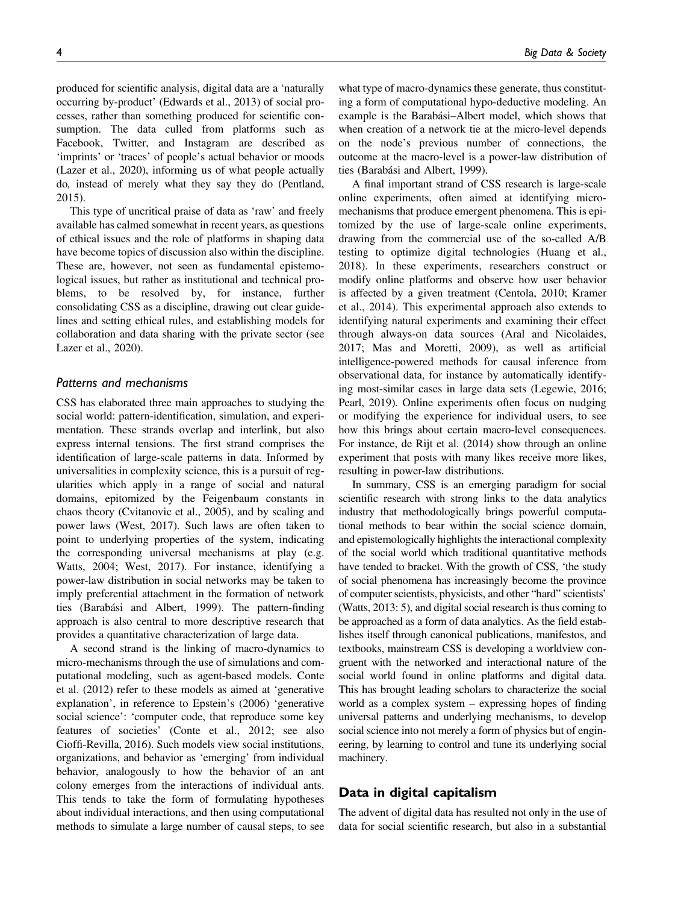produced for scientific analysis, digital data are a 'naturally occurring by-product' (Edwards et al., 2013) of social processes, rather than something produced for scientific consumption. The data culled from platforms such as Facebook, Twitter, and Instagram are described as 'imprints' or 'traces' of people's actual behavior or moods (Lazer et al., 2020), informing us of what people actually do*,* instead of merely what they say they do (Pentland, 2015).

This type of uncritical praise of data as 'raw' and freely available has calmed somewhat in recent years, as questions of ethical issues and the role of platforms in shaping data have become topics of discussion also within the discipline. These are, however, not seen as fundamental epistemological issues, but rather as institutional and technical problems, to be resolved by, for instance, further consolidating CSS as a discipline, drawing out clear guidelines and setting ethical rules, and establishing models for collaboration and data sharing with the private sector (see Lazer et al., 2020).

### *Patterns and mechanisms*

CSS has elaborated three main approaches to studying the social world: pattern-identification, simulation, and experimentation. These strands overlap and interlink, but also express internal tensions. The first strand comprises the identification of large-scale patterns in data. Informed by universalities in complexity science, this is a pursuit of regularities which apply in a range of social and natural domains, epitomized by the Feigenbaum constants in chaos theory (Cvitanovic et al., 2005), and by scaling and power laws (West, 2017). Such laws are often taken to point to underlying properties of the system, indicating the corresponding universal mechanisms at play (e.g. Watts, 2004; West, 2017). For instance, identifying a power-law distribution in social networks may be taken to imply preferential attachment in the formation of network ties (Barabási and Albert, 1999). The pattern-finding approach is also central to more descriptive research that provides a quantitative characterization of large data.

A second strand is the linking of macro-dynamics to micro-mechanisms through the use of simulations and computational modeling, such as agent-based models. Conte et al. (2012) refer to these models as aimed at 'generative explanation', in reference to Epstein's (2006) 'generative social science': 'computer code, that reproduce some key features of societies' (Conte et al., 2012; see also Cioffi-Revilla, 2016). Such models view social institutions, organizations, and behavior as 'emerging' from individual behavior, analogously to how the behavior of an ant colony emerges from the interactions of individual ants. This tends to take the form of formulating hypotheses about individual interactions, and then using computational methods to simulate a large number of causal steps, to see what type of macro-dynamics these generate, thus constituting a form of computational hypo-deductive modeling. An example is the Barabási–Albert model, which shows that when creation of a network tie at the micro-level depends on the node's previous number of connections, the outcome at the macro-level is a power-law distribution of ties (Barabási and Albert, 1999).

A final important strand of CSS research is large-scale online experiments, often aimed at identifying micro-mechanisms that produce emergent phenomena. This is epitomized by the use of large-scale online experiments, drawing from the commercial use of the so-called A/B testing to optimize digital technologies (Huang et al., 2018). In these experiments, researchers construct or modify online platforms and observe how user behavior is affected by a given treatment (Centola, 2010; Kramer et al., 2014). This experimental approach also extends to identifying natural experiments and examining their effect through always-on data sources (Aral and Nicolaides, 2017; Mas and Moretti, 2009), as well as artificial intelligence-powered methods for causal inference from observational data, for instance by automatically identifying most-similar cases in large data sets (Legewie, 2016; Pearl, 2019). Online experiments often focus on nudging or modifying the experience for individual users, to see how this brings about certain macro-level consequences. For instance, de Rijt et al. (2014) show through an online experiment that posts with many likes receive more likes, resulting in power-law distributions.

In summary, CSS is an emerging paradigm for social scientific research with strong links to the data analytics industry that methodologically brings powerful computational methods to bear within the social science domain, and epistemologically highlights the interactional complexity of the social world which traditional quantitative methods have tended to bracket. With the growth of CSS, 'the study of social phenomena has increasingly become the province of computer scientists, physicists, and other "hard" scientists' (Watts, 2013: 5), and digital social research is thus coming to be approached as a form of data analytics. As the field establishes itself through canonical publications, manifestos, and textbooks, mainstream CSS is developing a worldview congruent with the networked and interactional nature of the social world found in online platforms and digital data. This has brought leading scholars to characterize the social world as a complex system – expressing hopes of finding universal patterns and underlying mechanisms, to develop social science into not merely a form of physics but of engineering, by learning to control and tune its underlying social machinery.

## Data in digital capitalism

The advent of digital data has resulted not only in the use of data for social scientific research, but also in a substantial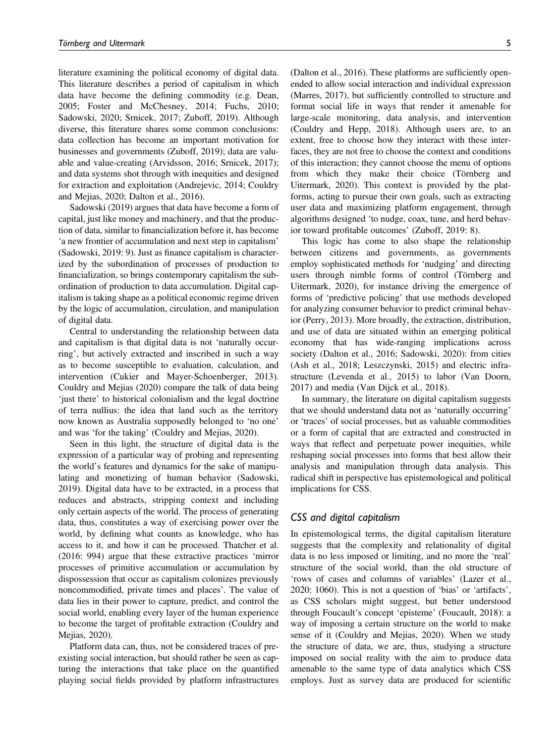literature examining the political economy of digital data. This literature describes a period of capitalism in which data have become the defining commodity (e.g. Dean, 2005; Foster and McChesney, 2014; Fuchs, 2010; Sadowski, 2020; Srnicek, 2017; Zuboff, 2019). Although diverse, this literature shares some common conclusions: data collection has become an important motivation for businesses and governments (Zuboff, 2019); data are valuable and value-creating (Arvidsson, 2016; Srnicek, 2017); and data systems shot through with inequities and designed for extraction and exploitation (Andrejevic, 2014; Couldry and Mejias, 2020; Dalton et al., 2016).

Sadowski (2019) argues that data have become a form of capital, just like money and machinery, and that the production of data, similar to financialization before it, has become 'a new frontier of accumulation and next step in capitalism' (Sadowski, 2019: 9). Just as finance capitalism is characterized by the subordination of processes of production to financialization, so brings contemporary capitalism the subordination of production to data accumulation. Digital capitalism is taking shape as a political economic regime driven by the logic of accumulation, circulation, and manipulation of digital data.

Central to understanding the relationship between data and capitalism is that digital data is not 'naturally occurring', but actively extracted and inscribed in such a way as to become susceptible to evaluation, calculation, and intervention (Cukier and Mayer-Schoenberger, 2013). Couldry and Mejias (2020) compare the talk of data being 'just there' to historical colonialism and the legal doctrine of terra nullius: the idea that land such as the territory now known as Australia supposedly belonged to 'no one' and was 'for the taking' (Couldry and Mejias, 2020).

Seen in this light, the structure of digital data is the expression of a particular way of probing and representing the world's features and dynamics for the sake of manipulating and monetizing of human behavior (Sadowski, 2019). Digital data have to be extracted, in a process that reduces and abstracts, stripping context and including only certain aspects of the world. The process of generating data, thus, constitutes a way of exercising power over the world, by defining what counts as knowledge, who has access to it, and how it can be processed. Thatcher et al. (2016: 994) argue that these extractive practices 'mirror processes of primitive accumulation or accumulation by dispossession that occur as capitalism colonizes previously noncommodified, private times and places'. The value of data lies in their power to capture, predict, and control the social world, enabling every layer of the human experience to become the target of profitable extraction (Couldry and Mejias, 2020).

Platform data can, thus, not be considered traces of preexisting social interaction, but should rather be seen as capturing the interactions that take place on the quantified playing social fields provided by platform infrastructures (Dalton et al., 2016). These platforms are sufficiently open-ended to allow social interaction and individual expression (Marres, 2017), but sufficiently controlled to structure and format social life in ways that render it amenable for large-scale monitoring, data analysis, and intervention (Couldry and Hepp, 2018). Although users are, to an extent, free to choose how they interact with these interfaces, they are not free to choose the context and conditions of this interaction; they cannot choose the menu of options from which they make their choice (Törnberg and Uitermark, 2020). This context is provided by the platforms, acting to pursue their own goals, such as extracting user data and maximizing platform engagement, through algorithms designed 'to nudge, coax, tune, and herd behavior toward profitable outcomes' (Zuboff, 2019: 8).

This logic has come to also shape the relationship between citizens and governments, as governments employ sophisticated methods for 'nudging' and directing users through nimble forms of control (Törnberg and Uitermark, 2020), for instance driving the emergence of forms of 'predictive policing' that use methods developed for analyzing consumer behavior to predict criminal behavior (Perry, 2013). More broadly, the extraction, distribution, and use of data are situated within an emerging political economy that has wide-ranging implications across society (Dalton et al., 2016; Sadowski, 2020): from cities (Ash et al., 2018; Leszczynski, 2015) and electric infrastructure (Levenda et al., 2015) to labor (Van Doorn, 2017) and media (Van Dijck et al., 2018).

In summary, the literature on digital capitalism suggests that we should understand data not as 'naturally occurring' or 'traces' of social processes, but as valuable commodities or a form of capital that are extracted and constructed in ways that reflect and perpetuate power inequities, while reshaping social processes into forms that best allow their analysis and manipulation through data analysis. This radical shift in perspective has epistemological and political implications for CSS.

### *CSS and digital capitalism*

In epistemological terms, the digital capitalism literature suggests that the complexity and relationality of digital data is no less imposed or limiting, and no more the 'real' structure of the social world, than the old structure of 'rows of cases and columns of variables' (Lazer et al., 2020: 1060). This is not a question of 'bias' or 'artifacts', as CSS scholars might suggest, but better understood through Foucault's concept 'episteme' (Foucault, 2018): a way of imposing a certain structure on the world to make sense of it (Couldry and Mejias, 2020). When we study the structure of data, we are, thus, studying a structure imposed on social reality with the aim to produce data amenable to the same type of data analytics which CSS employs. Just as survey data are produced for scientific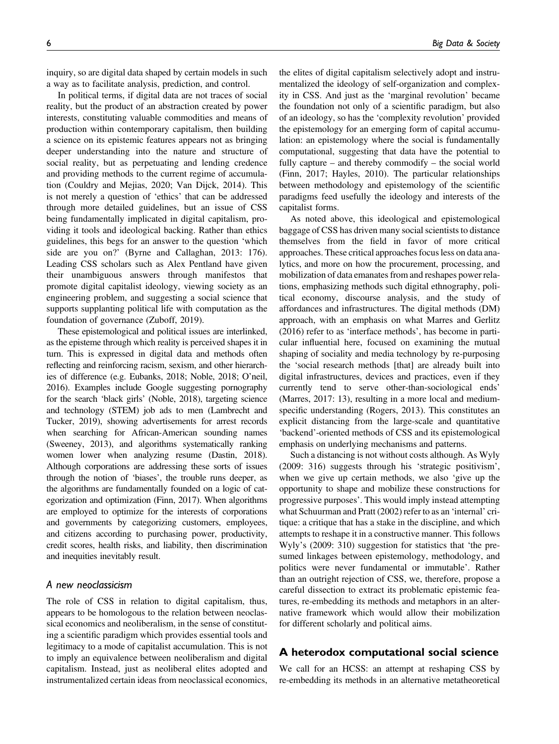inquiry, so are digital data shaped by certain models in such a way as to facilitate analysis, prediction, and control.

In political terms, if digital data are not traces of social reality, but the product of an abstraction created by power interests, constituting valuable commodities and means of production within contemporary capitalism, then building a science on its epistemic features appears not as bringing deeper understanding into the nature and structure of social reality, but as perpetuating and lending credence and providing methods to the current regime of accumulation (Couldry and Mejias, 2020; Van Dijck, 2014). This is not merely a question of 'ethics' that can be addressed through more detailed guidelines, but an issue of CSS being fundamentally implicated in digital capitalism, providing it tools and ideological backing. Rather than ethics guidelines, this begs for an answer to the question 'which side are you on?' (Byrne and Callaghan, 2013: 176). Leading CSS scholars such as Alex Pentland have given their unambiguous answers through manifestos that promote digital capitalist ideology, viewing society as an engineering problem, and suggesting a social science that supports supplanting political life with computation as the foundation of governance (Zuboff, 2019).

These epistemological and political issues are interlinked, as the episteme through which reality is perceived shapes it in turn. This is expressed in digital data and methods often reflecting and reinforcing racism, sexism, and other hierarchies of difference (e.g. Eubanks, 2018; Noble, 2018; O'neil, 2016). Examples include Google suggesting pornography for the search 'black girls' (Noble, 2018), targeting science and technology (STEM) job ads to men (Lambrecht and Tucker, 2019), showing advertisements for arrest records when searching for African-American sounding names (Sweeney, 2013), and algorithms systematically ranking women lower when analyzing resume (Dastin, 2018). Although corporations are addressing these sorts of issues through the notion of 'biases', the trouble runs deeper, as the algorithms are fundamentally founded on a logic of categorization and optimization (Finn, 2017). When algorithms are employed to optimize for the interests of corporations and governments by categorizing customers, employees, and citizens according to purchasing power, productivity, credit scores, health risks, and liability, then discrimination and inequities inevitably result.

### *A new neoclassicism*

The role of CSS in relation to digital capitalism, thus, appears to be homologous to the relation between neoclassical economics and neoliberalism, in the sense of constituting a scientific paradigm which provides essential tools and legitimacy to a mode of capitalist accumulation. This is not to imply an equivalence between neoliberalism and digital capitalism. Instead, just as neoliberal elites adopted and instrumentalized certain ideas from neoclassical economics, the elites of digital capitalism selectively adopt and instrumentalized the ideology of self-organization and complexity in CSS. And just as the 'marginal revolution' became the foundation not only of a scientific paradigm, but also of an ideology, so has the 'complexity revolution' provided the epistemology for an emerging form of capital accumulation: an epistemology where the social is fundamentally computational, suggesting that data have the potential to fully capture – and thereby commodify – the social world (Finn, 2017; Hayles, 2010). The particular relationships between methodology and epistemology of the scientific paradigms feed usefully the ideology and interests of the capitalist forms.

As noted above, this ideological and epistemological baggage of CSS has driven many social scientists to distance themselves from the field in favor of more critical approaches. These critical approaches focus less on data analytics, and more on how the procurement, processing, and mobilization of data emanates from and reshapes power relations, emphasizing methods such digital ethnography, political economy, discourse analysis, and the study of affordances and infrastructures. The digital methods (DM) approach, with an emphasis on what Marres and Gerlitz (2016) refer to as 'interface methods', has become in particular influential here, focused on examining the mutual shaping of sociality and media technology by re-purposing the 'social research methods [that] are already built into digital infrastructures, devices and practices, even if they currently tend to serve other-than-sociological ends' (Marres, 2017: 13), resulting in a more local and medium-specific understanding (Rogers, 2013). This constitutes an explicit distancing from the large-scale and quantitative 'backend'-oriented methods of CSS and its epistemological emphasis on underlying mechanisms and patterns.

Such a distancing is not without costs although. As Wyly (2009: 316) suggests through his 'strategic positivism', when we give up certain methods, we also 'give up the opportunity to shape and mobilize these constructions for progressive purposes'. This would imply instead attempting what Schuurman and Pratt (2002) refer to as an 'internal' critique: a critique that has a stake in the discipline, and which attempts to reshape it in a constructive manner. This follows Wyly's (2009: 310) suggestion for statistics that 'the presumed linkages between epistemology, methodology, and politics were never fundamental or immutable'. Rather than an outright rejection of CSS, we, therefore, propose a careful dissection to extract its problematic epistemic features, re-embedding its methods and metaphors in an alternative framework which would allow their mobilization for different scholarly and political aims.

## A heterodox computational social science

We call for an HCSS: an attempt at reshaping CSS by re-embedding its methods in an alternative metatheoretical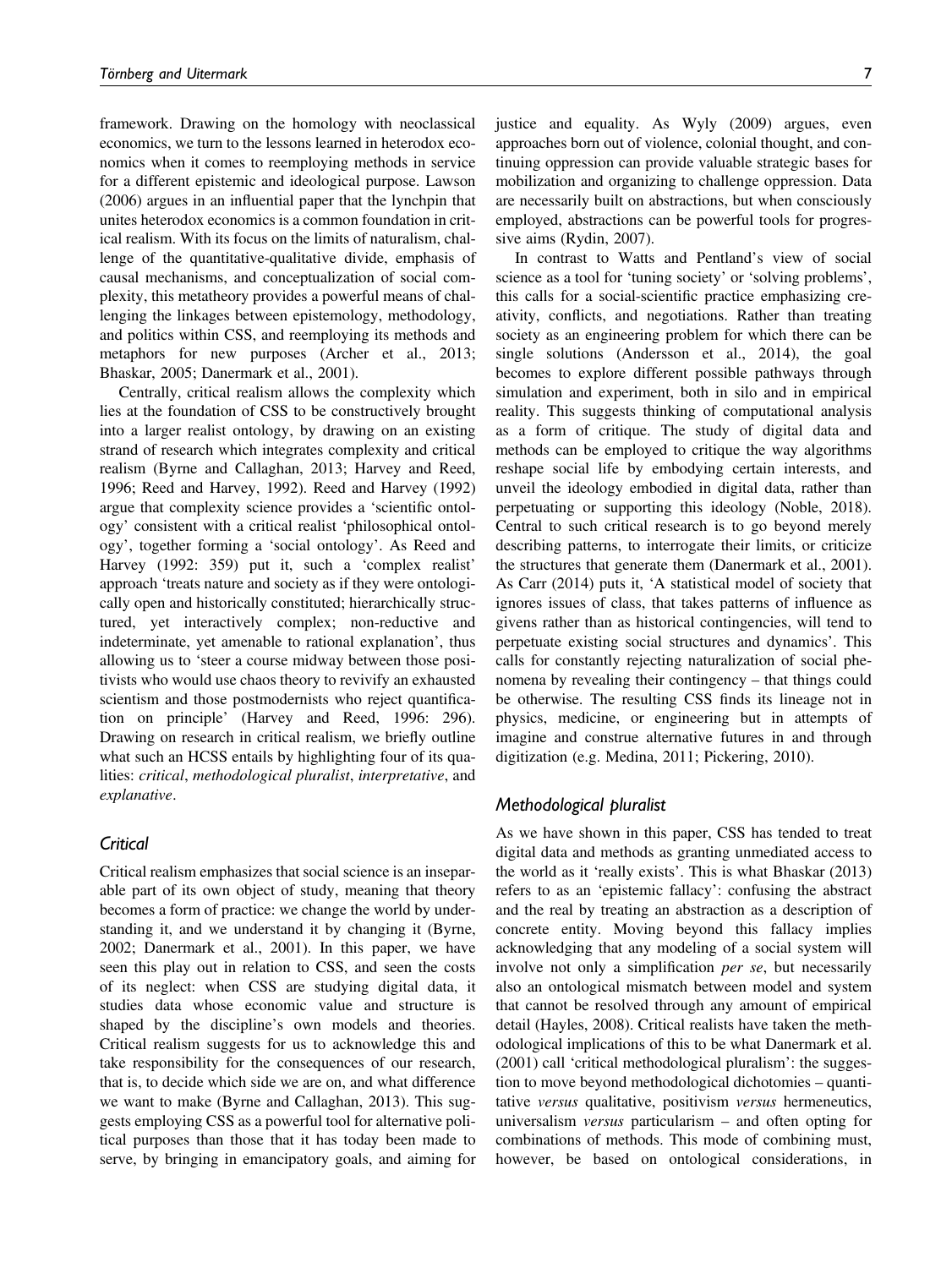framework. Drawing on the homology with neoclassical economics, we turn to the lessons learned in heterodox economics when it comes to reemploying methods in service for a different epistemic and ideological purpose. Lawson (2006) argues in an influential paper that the lynchpin that unites heterodox economics is a common foundation in critical realism. With its focus on the limits of naturalism, challenge of the quantitative-qualitative divide, emphasis of causal mechanisms, and conceptualization of social complexity, this metatheory provides a powerful means of challenging the linkages between epistemology, methodology, and politics within CSS, and reemploying its methods and metaphors for new purposes (Archer et al., 2013; Bhaskar, 2005; Danermark et al., 2001).

Centrally, critical realism allows the complexity which lies at the foundation of CSS to be constructively brought into a larger realist ontology, by drawing on an existing strand of research which integrates complexity and critical realism (Byrne and Callaghan, 2013; Harvey and Reed, 1996; Reed and Harvey, 1992). Reed and Harvey (1992) argue that complexity science provides a 'scientific ontology' consistent with a critical realist 'philosophical ontology', together forming a 'social ontology'. As Reed and Harvey (1992: 359) put it, such a 'complex realist' approach 'treats nature and society as if they were ontologically open and historically constituted; hierarchically structured, yet interactively complex; non-reductive and indeterminate, yet amenable to rational explanation', thus allowing us to 'steer a course midway between those positivists who would use chaos theory to revivify an exhausted scientism and those postmodernists who reject quantification on principle' (Harvey and Reed, 1996: 296). Drawing on research in critical realism, we briefly outline what such an HCSS entails by highlighting four of its qualities: *critical*, *methodological pluralist*, *interpretative*, and *explanative*.

### Critical

Critical realism emphasizes that social science is an inseparable part of its own object of study, meaning that theory becomes a form of practice: we change the world by understanding it, and we understand it by changing it (Byrne, 2002; Danermark et al., 2001). In this paper, we have seen this play out in relation to CSS, and seen the costs of its neglect: when CSS are studying digital data, it studies data whose economic value and structure is shaped by the discipline's own models and theories. Critical realism suggests for us to acknowledge this and take responsibility for the consequences of our research, that is, to decide which side we are on, and what difference we want to make (Byrne and Callaghan, 2013). This suggests employing CSS as a powerful tool for alternative political purposes than those that it has today been made to serve, by bringing in emancipatory goals, and aiming for justice and equality. As Wyly (2009) argues, even approaches born out of violence, colonial thought, and continuing oppression can provide valuable strategic bases for mobilization and organizing to challenge oppression. Data are necessarily built on abstractions, but when consciously employed, abstractions can be powerful tools for progressive aims (Rydin, 2007).

In contrast to Watts and Pentland's view of social science as a tool for 'tuning society' or 'solving problems', this calls for a social-scientific practice emphasizing creativity, conflicts, and negotiations. Rather than treating society as an engineering problem for which there can be single solutions (Andersson et al., 2014), the goal becomes to explore different possible pathways through simulation and experiment, both in silo and in empirical reality. This suggests thinking of computational analysis as a form of critique. The study of digital data and methods can be employed to critique the way algorithms reshape social life by embodying certain interests, and unveil the ideology embodied in digital data, rather than perpetuating or supporting this ideology (Noble, 2018). Central to such critical research is to go beyond merely describing patterns, to interrogate their limits, or criticize the structures that generate them (Danermark et al., 2001). As Carr (2014) puts it, 'A statistical model of society that ignores issues of class, that takes patterns of influence as givens rather than as historical contingencies, will tend to perpetuate existing social structures and dynamics'. This calls for constantly rejecting naturalization of social phenomena by revealing their contingency – that things could be otherwise. The resulting CSS finds its lineage not in physics, medicine, or engineering but in attempts of imagine and construe alternative futures in and through digitization (e.g. Medina, 2011; Pickering, 2010).

### Methodological pluralist

As we have shown in this paper, CSS has tended to treat digital data and methods as granting unmediated access to the world as it 'really exists'. This is what Bhaskar (2013) refers to as an 'epistemic fallacy': confusing the abstract and the real by treating an abstraction as a description of concrete entity. Moving beyond this fallacy implies acknowledging that any modeling of a social system will involve not only a simplification *per se*, but necessarily also an ontological mismatch between model and system that cannot be resolved through any amount of empirical detail (Hayles, 2008). Critical realists have taken the methodological implications of this to be what Danermark et al. (2001) call 'critical methodological pluralism': the suggestion to move beyond methodological dichotomies – quantitative *versus* qualitative, positivism *versus* hermeneutics, universalism *versus* particularism – and often opting for combinations of methods. This mode of combining must, however, be based on ontological considerations, in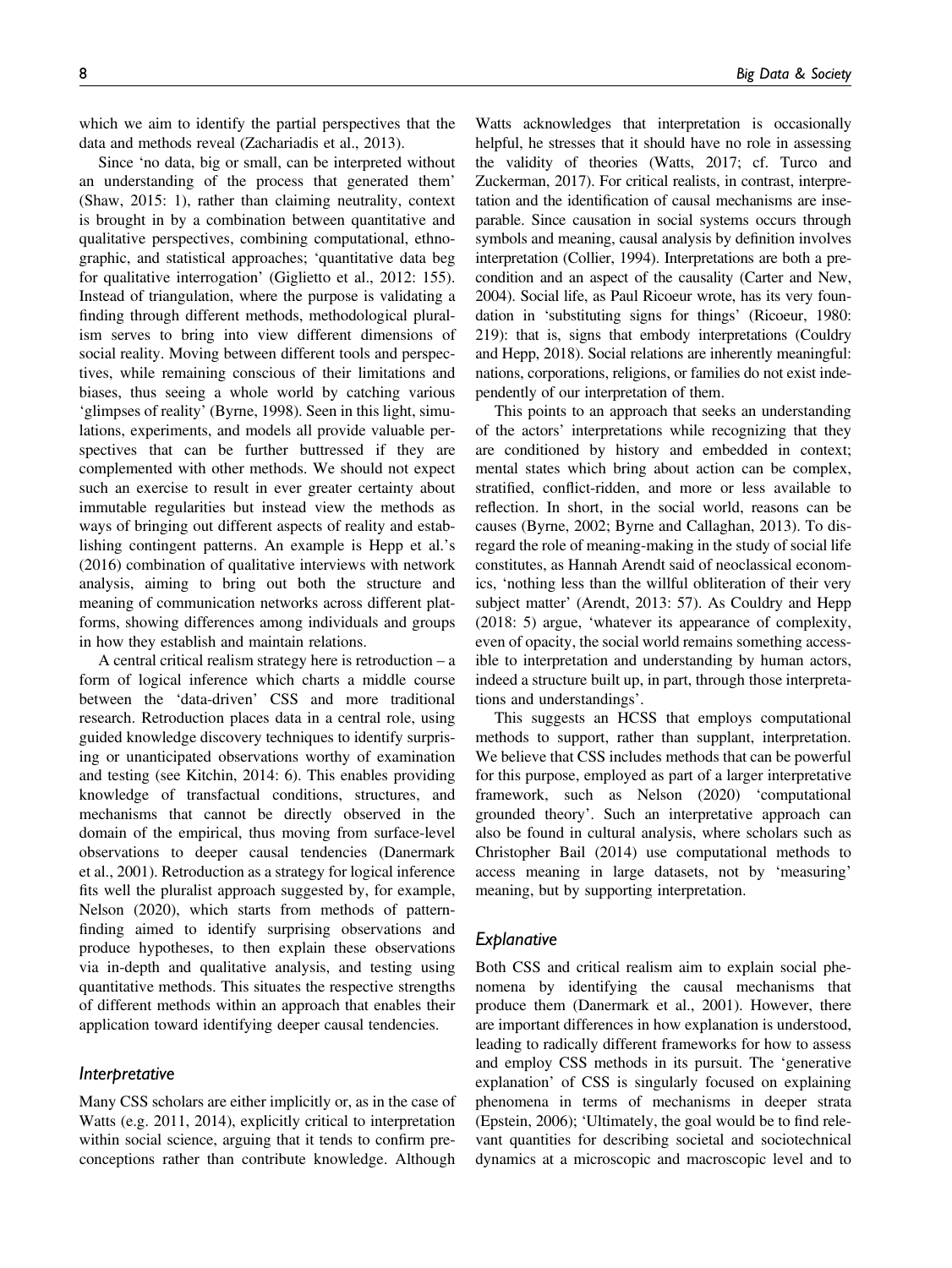which we aim to identify the partial perspectives that the data and methods reveal (Zachariadis et al., 2013).

Since 'no data, big or small, can be interpreted without an understanding of the process that generated them' (Shaw, 2015: 1), rather than claiming neutrality, context is brought in by a combination between quantitative and qualitative perspectives, combining computational, ethnographic, and statistical approaches; 'quantitative data beg for qualitative interrogation' (Giglietto et al., 2012: 155). Instead of triangulation, where the purpose is validating a finding through different methods, methodological pluralism serves to bring into view different dimensions of social reality. Moving between different tools and perspectives, while remaining conscious of their limitations and biases, thus seeing a whole world by catching various 'glimpses of reality' (Byrne, 1998). Seen in this light, simulations, experiments, and models all provide valuable perspectives that can be further buttressed if they are complemented with other methods. We should not expect such an exercise to result in ever greater certainty about immutable regularities but instead view the methods as ways of bringing out different aspects of reality and establishing contingent patterns. An example is Hepp et al.'s (2016) combination of qualitative interviews with network analysis, aiming to bring out both the structure and meaning of communication networks across different platforms, showing differences among individuals and groups in how they establish and maintain relations.

A central critical realism strategy here is retroduction – a form of logical inference which charts a middle course between the 'data-driven' CSS and more traditional research. Retroduction places data in a central role, using guided knowledge discovery techniques to identify surprising or unanticipated observations worthy of examination and testing (see Kitchin, 2014: 6). This enables providing knowledge of transfactual conditions, structures, and mechanisms that cannot be directly observed in the domain of the empirical, thus moving from surface-level observations to deeper causal tendencies (Danermark et al., 2001). Retroduction as a strategy for logical inference fits well the pluralist approach suggested by, for example, Nelson (2020), which starts from methods of pattern-finding aimed to identify surprising observations and produce hypotheses, to then explain these observations via in-depth and qualitative analysis, and testing using quantitative methods. This situates the respective strengths of different methods within an approach that enables their application toward identifying deeper causal tendencies.

### *Interpretative*

Many CSS scholars are either implicitly or, as in the case of Watts (e.g. 2011, 2014), explicitly critical to interpretation within social science, arguing that it tends to confirm preconceptions rather than contribute knowledge. Although Watts acknowledges that interpretation is occasionally helpful, he stresses that it should have no role in assessing the validity of theories (Watts, 2017; cf. Turco and Zuckerman, 2017). For critical realists, in contrast, interpretation and the identification of causal mechanisms are inseparable. Since causation in social systems occurs through symbols and meaning, causal analysis by definition involves interpretation (Collier, 1994). Interpretations are both a precondition and an aspect of the causality (Carter and New, 2004). Social life, as Paul Ricoeur wrote, has its very foundation in 'substituting signs for things' (Ricoeur, 1980: 219): that is, signs that embody interpretations (Couldry and Hepp, 2018). Social relations are inherently meaningful: nations, corporations, religions, or families do not exist independently of our interpretation of them.

This points to an approach that seeks an understanding of the actors' interpretations while recognizing that they are conditioned by history and embedded in context; mental states which bring about action can be complex, stratified, conflict-ridden, and more or less available to reflection. In short, in the social world, reasons can be causes (Byrne, 2002; Byrne and Callaghan, 2013). To disregard the role of meaning-making in the study of social life constitutes, as Hannah Arendt said of neoclassical economics, 'nothing less than the willful obliteration of their very subject matter' (Arendt, 2013: 57). As Couldry and Hepp (2018: 5) argue, 'whatever its appearance of complexity, even of opacity, the social world remains something accessible to interpretation and understanding by human actors, indeed a structure built up, in part, through those interpretations and understandings'.

This suggests an HCSS that employs computational methods to support, rather than supplant, interpretation. We believe that CSS includes methods that can be powerful for this purpose, employed as part of a larger interpretative framework, such as Nelson (2020) 'computational grounded theory'. Such an interpretative approach can also be found in cultural analysis, where scholars such as Christopher Bail (2014) use computational methods to access meaning in large datasets, not by 'measuring' meaning, but by supporting interpretation.

### *Explanative*

Both CSS and critical realism aim to explain social phenomena by identifying the causal mechanisms that produce them (Danermark et al., 2001). However, there are important differences in how explanation is understood, leading to radically different frameworks for how to assess and employ CSS methods in its pursuit. The 'generative explanation' of CSS is singularly focused on explaining phenomena in terms of mechanisms in deeper strata (Epstein, 2006); 'Ultimately, the goal would be to find relevant quantities for describing societal and sociotechnical dynamics at a microscopic and macroscopic level and to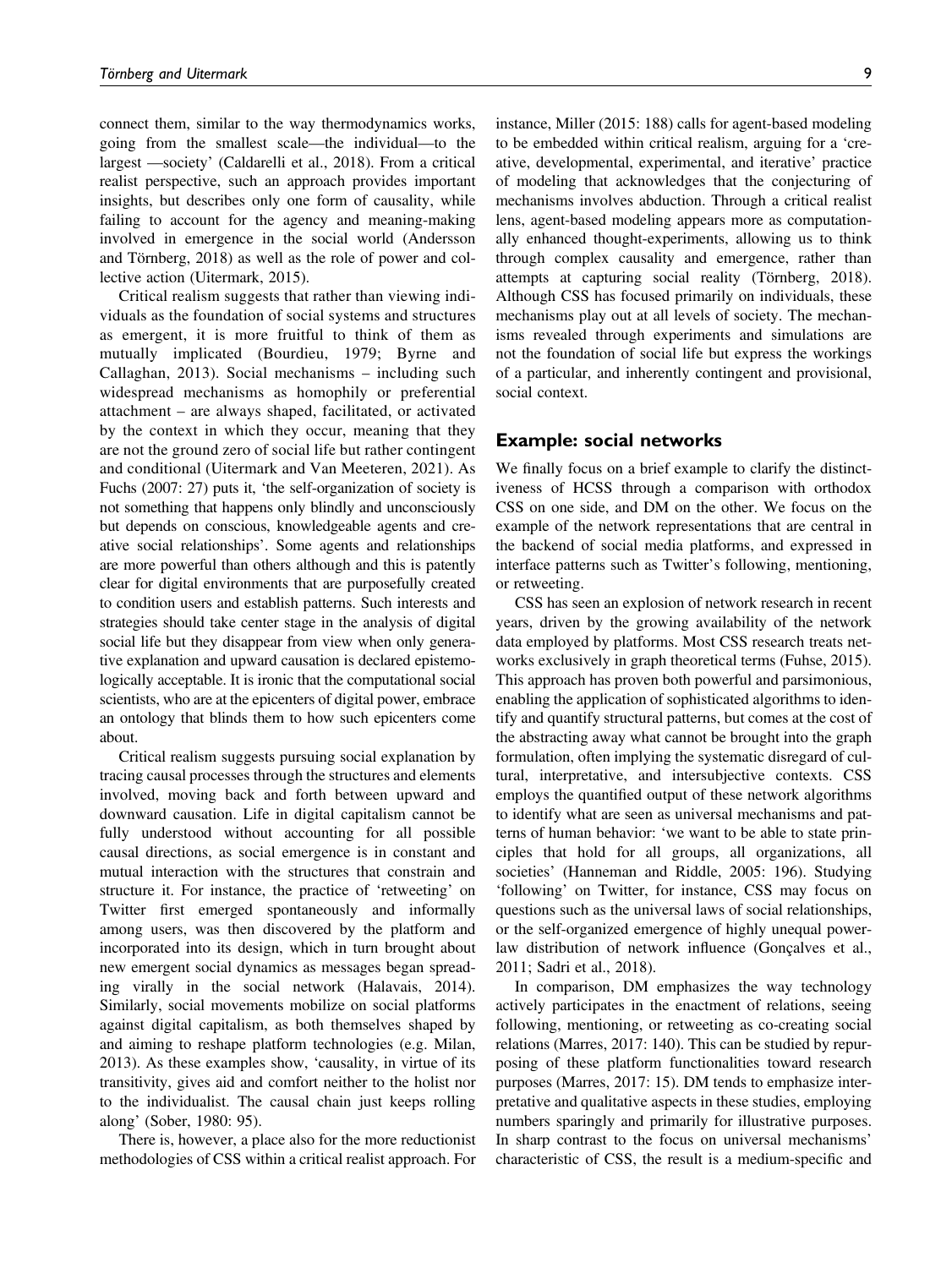connect them, similar to the way thermodynamics works, going from the smallest scale—the individual—to the largest —society' (Caldarelli et al., 2018). From a critical realist perspective, such an approach provides important insights, but describes only one form of causality, while failing to account for the agency and meaning-making involved in emergence in the social world (Andersson and Törnberg, 2018) as well as the role of power and collective action (Uitermark, 2015).

Critical realism suggests that rather than viewing individuals as the foundation of social systems and structures as emergent, it is more fruitful to think of them as mutually implicated (Bourdieu, 1979; Byrne and Callaghan, 2013). Social mechanisms – including such widespread mechanisms as homophily or preferential attachment – are always shaped, facilitated, or activated by the context in which they occur, meaning that they are not the ground zero of social life but rather contingent and conditional (Uitermark and Van Meeteren, 2021). As Fuchs (2007: 27) puts it, 'the self-organization of society is not something that happens only blindly and unconsciously but depends on conscious, knowledgeable agents and creative social relationships'. Some agents and relationships are more powerful than others although and this is patently clear for digital environments that are purposefully created to condition users and establish patterns. Such interests and strategies should take center stage in the analysis of digital social life but they disappear from view when only generative explanation and upward causation is declared epistemologically acceptable. It is ironic that the computational social scientists, who are at the epicenters of digital power, embrace an ontology that blinds them to how such epicenters come about.

Critical realism suggests pursuing social explanation by tracing causal processes through the structures and elements involved, moving back and forth between upward and downward causation. Life in digital capitalism cannot be fully understood without accounting for all possible causal directions, as social emergence is in constant and mutual interaction with the structures that constrain and structure it. For instance, the practice of 'retweeting' on Twitter first emerged spontaneously and informally among users, was then discovered by the platform and incorporated into its design, which in turn brought about new emergent social dynamics as messages began spreading virally in the social network (Halavais, 2014). Similarly, social movements mobilize on social platforms against digital capitalism, as both themselves shaped by and aiming to reshape platform technologies (e.g. Milan, 2013). As these examples show, 'causality, in virtue of its transitivity, gives aid and comfort neither to the holist nor to the individualist. The causal chain just keeps rolling along' (Sober, 1980: 95).

There is, however, a place also for the more reductionist methodologies of CSS within a critical realist approach. For instance, Miller (2015: 188) calls for agent-based modeling to be embedded within critical realism, arguing for a 'creative, developmental, experimental, and iterative' practice of modeling that acknowledges that the conjecturing of mechanisms involves abduction. Through a critical realist lens, agent-based modeling appears more as computationally enhanced thought-experiments, allowing us to think through complex causality and emergence, rather than attempts at capturing social reality (Törnberg, 2018). Although CSS has focused primarily on individuals, these mechanisms play out at all levels of society. The mechanisms revealed through experiments and simulations are not the foundation of social life but express the workings of a particular, and inherently contingent and provisional, social context.

## Example: social networks

We finally focus on a brief example to clarify the distinctiveness of HCSS through a comparison with orthodox CSS on one side, and DM on the other. We focus on the example of the network representations that are central in the backend of social media platforms, and expressed in interface patterns such as Twitter's following, mentioning, or retweeting.

CSS has seen an explosion of network research in recent years, driven by the growing availability of the network data employed by platforms. Most CSS research treats networks exclusively in graph theoretical terms (Fuhse, 2015). This approach has proven both powerful and parsimonious, enabling the application of sophisticated algorithms to identify and quantify structural patterns, but comes at the cost of the abstracting away what cannot be brought into the graph formulation, often implying the systematic disregard of cultural, interpretative, and intersubjective contexts. CSS employs the quantified output of these network algorithms to identify what are seen as universal mechanisms and patterns of human behavior: 'we want to be able to state principles that hold for all groups, all organizations, all societies' (Hanneman and Riddle, 2005: 196). Studying 'following' on Twitter, for instance, CSS may focus on questions such as the universal laws of social relationships, or the self-organized emergence of highly unequal power-law distribution of network influence (Gonçalves et al., 2011; Sadri et al., 2018).

In comparison, DM emphasizes the way technology actively participates in the enactment of relations, seeing following, mentioning, or retweeting as co-creating social relations (Marres, 2017: 140). This can be studied by repurposing of these platform functionalities toward research purposes (Marres, 2017: 15). DM tends to emphasize interpretative and qualitative aspects in these studies, employing numbers sparingly and primarily for illustrative purposes. In sharp contrast to the focus on universal mechanisms' characteristic of CSS, the result is a medium-specific and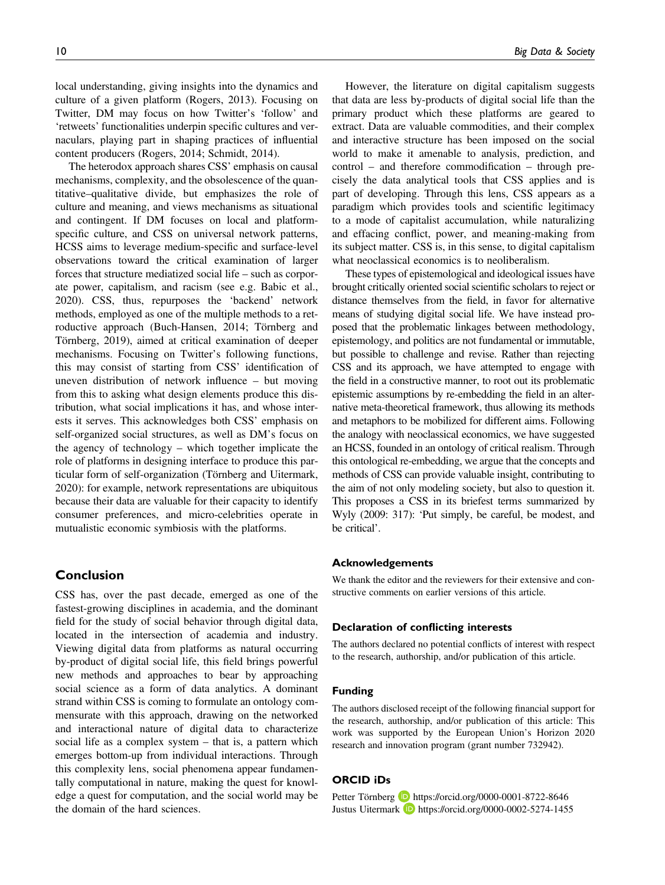local understanding, giving insights into the dynamics and culture of a given platform (Rogers, 2013). Focusing on Twitter, DM may focus on how Twitter's 'follow' and 'retweets' functionalities underpin specific cultures and vernaculars, playing part in shaping practices of influential content producers (Rogers, 2014; Schmidt, 2014).

The heterodox approach shares CSS' emphasis on causal mechanisms, complexity, and the obsolescence of the quantitative–qualitative divide, but emphasizes the role of culture and meaning, and views mechanisms as situational and contingent. If DM focuses on local and platform-specific culture, and CSS on universal network patterns, HCSS aims to leverage medium-specific and surface-level observations toward the critical examination of larger forces that structure mediatized social life – such as corporate power, capitalism, and racism (see e.g. Babic et al., 2020). CSS, thus, repurposes the 'backend' network methods, employed as one of the multiple methods to a retroductive approach (Buch-Hansen, 2014; Törnberg and Törnberg, 2019), aimed at critical examination of deeper mechanisms. Focusing on Twitter's following functions, this may consist of starting from CSS' identification of uneven distribution of network influence – but moving from this to asking what design elements produce this distribution, what social implications it has, and whose interests it serves. This acknowledges both CSS' emphasis on self-organized social structures, as well as DM's focus on the agency of technology – which together implicate the role of platforms in designing interface to produce this particular form of self-organization (Törnberg and Uitermark, 2020): for example, network representations are ubiquitous because their data are valuable for their capacity to identify consumer preferences, and micro-celebrities operate in mutualistic economic symbiosis with the platforms.

## Conclusion

CSS has, over the past decade, emerged as one of the fastest-growing disciplines in academia, and the dominant field for the study of social behavior through digital data, located in the intersection of academia and industry. Viewing digital data from platforms as natural occurring by-product of digital social life, this field brings powerful new methods and approaches to bear by approaching social science as a form of data analytics. A dominant strand within CSS is coming to formulate an ontology commensurate with this approach, drawing on the networked and interactional nature of digital data to characterize social life as a complex system – that is, a pattern which emerges bottom-up from individual interactions. Through this complexity lens, social phenomena appear fundamentally computational in nature, making the quest for knowledge a quest for computation, and the social world may be the domain of the hard sciences.

However, the literature on digital capitalism suggests that data are less by-products of digital social life than the primary product which these platforms are geared to extract. Data are valuable commodities, and their complex and interactive structure has been imposed on the social world to make it amenable to analysis, prediction, and control – and therefore commodification – through precisely the data analytical tools that CSS applies and is part of developing. Through this lens, CSS appears as a paradigm which provides tools and scientific legitimacy to a mode of capitalist accumulation, while naturalizing and effacing conflict, power, and meaning-making from its subject matter. CSS is, in this sense, to digital capitalism what neoclassical economics is to neoliberalism.

These types of epistemological and ideological issues have brought critically oriented social scientific scholars to reject or distance themselves from the field, in favor for alternative means of studying digital social life. We have instead proposed that the problematic linkages between methodology, epistemology, and politics are not fundamental or immutable, but possible to challenge and revise. Rather than rejecting CSS and its approach, we have attempted to engage with the field in a constructive manner, to root out its problematic epistemic assumptions by re-embedding the field in an alternative meta-theoretical framework, thus allowing its methods and metaphors to be mobilized for different aims. Following the analogy with neoclassical economics, we have suggested an HCSS, founded in an ontology of critical realism. Through this ontological re-embedding, we argue that the concepts and methods of CSS can provide valuable insight, contributing to the aim of not only modeling society, but also to question it. This proposes a CSS in its briefest terms summarized by Wyly (2009: 317): 'Put simply, be careful, be modest, and be critical'.

### Acknowledgements

We thank the editor and the reviewers for their extensive and constructive comments on earlier versions of this article.

### Declaration of conflicting interests

The authors declared no potential conflicts of interest with respect to the research, authorship, and/or publication of this article.

### Funding

The authors disclosed receipt of the following financial support for the research, authorship, and/or publication of this article: This work was supported by the European Union's Horizon 2020 research and innovation program (grant number 732942).

### ORCID iDs

Petter Törnberg https://orcid.org/0000-0001-8722-8646
Justus Uitermark https://orcid.org/0000-0002-5274-1455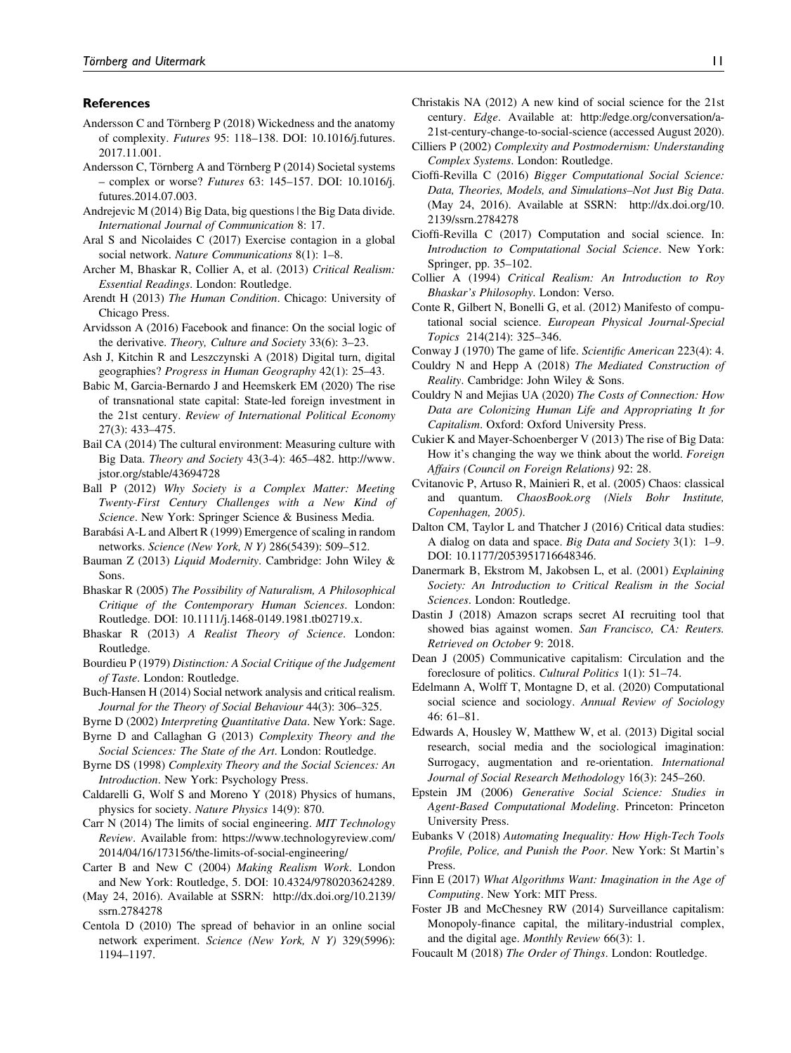## References

Andersson C and Törnberg P (2018) Wickedness and the anatomy of complexity. *Futures* 95: 118–138. DOI: 10.1016/j.futures.2017.11.001.

Andersson C, Törnberg A and Törnberg P (2014) Societal systems – complex or worse? *Futures* 63: 145–157. DOI: 10.1016/j.futures.2014.07.003.

Andrejevic M (2014) Big Data, big questions | the Big Data divide. *International Journal of Communication* 8: 17.

Aral S and Nicolaides C (2017) Exercise contagion in a global social network. *Nature Communications* 8(1): 1–8.

Archer M, Bhaskar R, Collier A, et al. (2013) *Critical Realism: Essential Readings*. London: Routledge.

Arendt H (2013) *The Human Condition*. Chicago: University of Chicago Press.

Arvidsson A (2016) Facebook and finance: On the social logic of the derivative. *Theory, Culture and Society* 33(6): 3–23.

Ash J, Kitchin R and Leszczynski A (2018) Digital turn, digital geographies? *Progress in Human Geography* 42(1): 25–43.

Babic M, Garcia-Bernardo J and Heemskerk EM (2020) The rise of transnational state capital: State-led foreign investment in the 21st century. *Review of International Political Economy* 27(3): 433–475.

Bail CA (2014) The cultural environment: Measuring culture with Big Data. *Theory and Society* 43(3-4): 465–482. http://www.jstor.org/stable/43694728

Ball P (2012) *Why Society is a Complex Matter: Meeting Twenty-First Century Challenges with a New Kind of Science*. New York: Springer Science & Business Media.

Barabási A-L and Albert R (1999) Emergence of scaling in random networks. *Science (New York, N Y)* 286(5439): 509–512.

Bauman Z (2013) *Liquid Modernity*. Cambridge: John Wiley & Sons.

Bhaskar R (2005) *The Possibility of Naturalism, A Philosophical Critique of the Contemporary Human Sciences*. London: Routledge. DOI: 10.1111/j.1468-0149.1981.tb02719.x.

Bhaskar R (2013) *A Realist Theory of Science*. London: Routledge.

Bourdieu P (1979) *Distinction: A Social Critique of the Judgement of Taste*. London: Routledge.

Buch-Hansen H (2014) Social network analysis and critical realism. *Journal for the Theory of Social Behaviour* 44(3): 306–325.

Byrne D (2002) *Interpreting Quantitative Data*. New York: Sage.

Byrne D and Callaghan G (2013) *Complexity Theory and the Social Sciences: The State of the Art*. London: Routledge.

Byrne DS (1998) *Complexity Theory and the Social Sciences: An Introduction*. New York: Psychology Press.

Caldarelli G, Wolf S and Moreno Y (2018) Physics of humans, physics for society. *Nature Physics* 14(9): 870.

Carr N (2014) The limits of social engineering. *MIT Technology Review*. Available from: https://www.technologyreview.com/2014/04/16/173156/the-limits-of-social-engineering/

Carter B and New C (2004) *Making Realism Work*. London and New York: Routledge, 5. DOI: 10.4324/9780203624289.

(May 24, 2016). Available at SSRN: http://dx.doi.org/10.2139/ssrn.2784278

Centola D (2010) The spread of behavior in an online social network experiment. *Science (New York, N Y)* 329(5996): 1194–1197.

Christakis NA (2012) A new kind of social science for the 21st century. *Edge*. Available at: http://edge.org/conversation/a-21st-century-change-to-social-science (accessed August 2020).

Cilliers P (2002) *Complexity and Postmodernism: Understanding Complex Systems*. London: Routledge.

Cioffi-Revilla C (2016) *Bigger Computational Social Science: Data, Theories, Models, and Simulations–Not Just Big Data*. (May 24, 2016). Available at SSRN: http://dx.doi.org/10.2139/ssrn.2784278

Cioffi-Revilla C (2017) Computation and social science. In: *Introduction to Computational Social Science*. New York: Springer, pp. 35–102.

Collier A (1994) *Critical Realism: An Introduction to Roy Bhaskar's Philosophy*. London: Verso.

Conte R, Gilbert N, Bonelli G, et al. (2012) Manifesto of computational social science. *European Physical Journal-Special Topics* 214(214): 325–346.

Conway J (1970) The game of life. *Scientific American* 223(4): 4.

Couldry N and Hepp A (2018) *The Mediated Construction of Reality*. Cambridge: John Wiley & Sons.

Couldry N and Mejias UA (2020) *The Costs of Connection: How Data are Colonizing Human Life and Appropriating It for Capitalism*. Oxford: Oxford University Press.

Cukier K and Mayer-Schoenberger V (2013) The rise of Big Data: How it's changing the way we think about the world. *Foreign Affairs (Council on Foreign Relations)* 92: 28.

Cvitanovic P, Artuso R, Mainieri R, et al. (2005) Chaos: classical and quantum. *ChaosBook.org (Niels Bohr Institute, Copenhagen, 2005)*.

Dalton CM, Taylor L and Thatcher J (2016) Critical data studies: A dialog on data and space. *Big Data and Society* 3(1): 1–9. DOI: 10.1177/2053951716648346.

Danermark B, Ekstrom M, Jakobsen L, et al. (2001) *Explaining Society: An Introduction to Critical Realism in the Social Sciences*. London: Routledge.

Dastin J (2018) Amazon scraps secret AI recruiting tool that showed bias against women. *San Francisco, CA: Reuters. Retrieved on October* 9: 2018.

Dean J (2005) Communicative capitalism: Circulation and the foreclosure of politics. *Cultural Politics* 1(1): 51–74.

Edelmann A, Wolff T, Montagne D, et al. (2020) Computational social science and sociology. *Annual Review of Sociology* 46: 61–81.

Edwards A, Housley W, Matthew W, et al. (2013) Digital social research, social media and the sociological imagination: Surrogacy, augmentation and re-orientation. *International Journal of Social Research Methodology* 16(3): 245–260.

Epstein JM (2006) *Generative Social Science: Studies in Agent-Based Computational Modeling*. Princeton: Princeton University Press.

Eubanks V (2018) *Automating Inequality: How High-Tech Tools Profile, Police, and Punish the Poor*. New York: St Martin's Press.

Finn E (2017) *What Algorithms Want: Imagination in the Age of Computing*. New York: MIT Press.

Foster JB and McChesney RW (2014) Surveillance capitalism: Monopoly-finance capital, the military-industrial complex, and the digital age. *Monthly Review* 66(3): 1.

Foucault M (2018) *The Order of Things*. London: Routledge.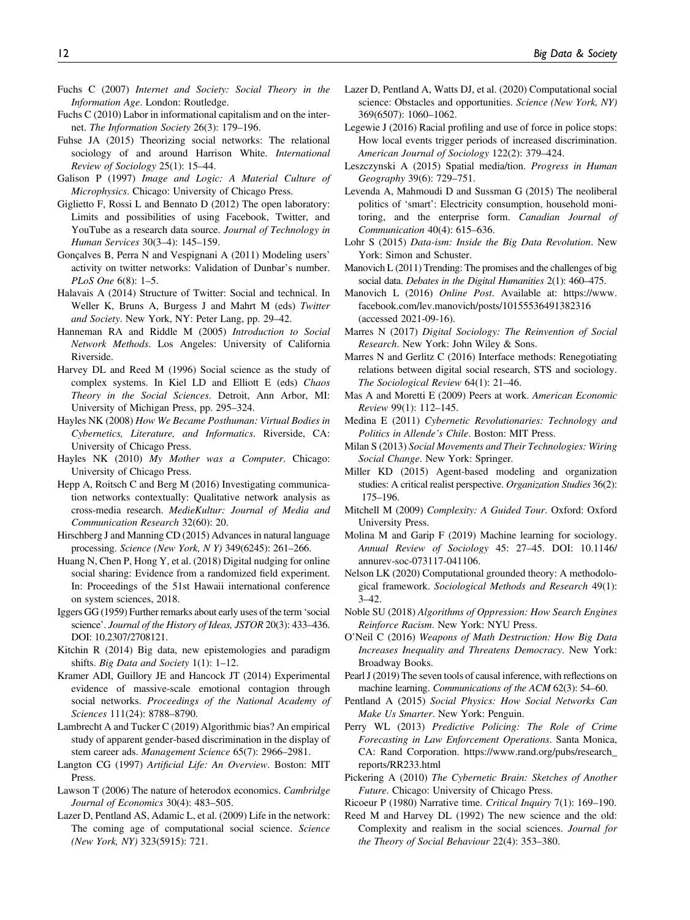Fuchs C (2007) *Internet and Society: Social Theory in the Information Age*. London: Routledge.

Fuchs C (2010) Labor in informational capitalism and on the internet. *The Information Society* 26(3): 179–196.

Fuhse JA (2015) Theorizing social networks: The relational sociology of and around Harrison White. *International Review of Sociology* 25(1): 15–44.

Galison P (1997) *Image and Logic: A Material Culture of Microphysics*. Chicago: University of Chicago Press.

Giglietto F, Rossi L and Bennato D (2012) The open laboratory: Limits and possibilities of using Facebook, Twitter, and YouTube as a research data source. *Journal of Technology in Human Services* 30(3–4): 145–159.

Gonçalves B, Perra N and Vespignani A (2011) Modeling users' activity on twitter networks: Validation of Dunbar's number. *PLoS One* 6(8): 1–5.

Halavais A (2014) Structure of Twitter: Social and technical. In Weller K, Bruns A, Burgess J and Mahrt M (eds) *Twitter and Society*. New York, NY: Peter Lang, pp. 29–42.

Hanneman RA and Riddle M (2005) *Introduction to Social Network Methods*. Los Angeles: University of California Riverside.

Harvey DL and Reed M (1996) Social science as the study of complex systems. In Kiel LD and Elliott E (eds) *Chaos Theory in the Social Sciences*. Detroit, Ann Arbor, MI: University of Michigan Press, pp. 295–324.

Hayles NK (2008) *How We Became Posthuman: Virtual Bodies in Cybernetics, Literature, and Informatics*. Riverside, CA: University of Chicago Press.

Hayles NK (2010) *My Mother was a Computer*. Chicago: University of Chicago Press.

Hepp A, Roitsch C and Berg M (2016) Investigating communication networks contextually: Qualitative network analysis as cross-media research. *MedieKultur: Journal of Media and Communication Research* 32(60): 20.

Hirschberg J and Manning CD (2015) Advances in natural language processing. *Science (New York, N Y)* 349(6245): 261–266.

Huang N, Chen P, Hong Y, et al. (2018) Digital nudging for online social sharing: Evidence from a randomized field experiment. In: Proceedings of the 51st Hawaii international conference on system sciences, 2018.

Iggers GG (1959) Further remarks about early uses of the term 'social science'. *Journal of the History of Ideas, JSTOR* 20(3): 433–436. DOI: 10.2307/2708121.

Kitchin R (2014) Big data, new epistemologies and paradigm shifts. *Big Data and Society* 1(1): 1–12.

Kramer ADI, Guillory JE and Hancock JT (2014) Experimental evidence of massive-scale emotional contagion through social networks. *Proceedings of the National Academy of Sciences* 111(24): 8788–8790.

Lambrecht A and Tucker C (2019) Algorithmic bias? An empirical study of apparent gender-based discrimination in the display of stem career ads. *Management Science* 65(7): 2966–2981.

Langton CG (1997) *Artificial Life: An Overview*. Boston: MIT Press.

Lawson T (2006) The nature of heterodox economics. *Cambridge Journal of Economics* 30(4): 483–505.

Lazer D, Pentland AS, Adamic L, et al. (2009) Life in the network: The coming age of computational social science. *Science (New York, NY)* 323(5915): 721.

Lazer D, Pentland A, Watts DJ, et al. (2020) Computational social science: Obstacles and opportunities. *Science (New York, NY)* 369(6507): 1060–1062.

Legewie J (2016) Racial profiling and use of force in police stops: How local events trigger periods of increased discrimination. *American Journal of Sociology* 122(2): 379–424.

Leszczynski A (2015) Spatial media/tion. *Progress in Human Geography* 39(6): 729–751.

Levenda A, Mahmoudi D and Sussman G (2015) The neoliberal politics of 'smart': Electricity consumption, household monitoring, and the enterprise form. *Canadian Journal of Communication* 40(4): 615–636.

Lohr S (2015) *Data-ism: Inside the Big Data Revolution*. New York: Simon and Schuster.

Manovich L (2011) Trending: The promises and the challenges of big social data. *Debates in the Digital Humanities* 2(1): 460–475.

Manovich L (2016) *Online Post*. Available at: https://www.facebook.com/lev.manovich/posts/10155536491382316 (accessed 2021-09-16).

Marres N (2017) *Digital Sociology: The Reinvention of Social Research*. New York: John Wiley & Sons.

Marres N and Gerlitz C (2016) Interface methods: Renegotiating relations between digital social research, STS and sociology. *The Sociological Review* 64(1): 21–46.

Mas A and Moretti E (2009) Peers at work. *American Economic Review* 99(1): 112–145.

Medina E (2011) *Cybernetic Revolutionaries: Technology and Politics in Allende's Chile*. Boston: MIT Press.

Milan S (2013) *Social Movements and Their Technologies: Wiring Social Change*. New York: Springer.

Miller KD (2015) Agent-based modeling and organization studies: A critical realist perspective. *Organization Studies* 36(2): 175–196.

Mitchell M (2009) *Complexity: A Guided Tour*. Oxford: Oxford University Press.

Molina M and Garip F (2019) Machine learning for sociology. *Annual Review of Sociology* 45: 27–45. DOI: 10.1146/annurev-soc-073117-041106.

Nelson LK (2020) Computational grounded theory: A methodological framework. *Sociological Methods and Research* 49(1): 3–42.

Noble SU (2018) *Algorithms of Oppression: How Search Engines Reinforce Racism*. New York: NYU Press.

O'Neil C (2016) *Weapons of Math Destruction: How Big Data Increases Inequality and Threatens Democracy*. New York: Broadway Books.

Pearl J (2019) The seven tools of causal inference, with reflections on machine learning. *Communications of the ACM* 62(3): 54–60.

Pentland A (2015) *Social Physics: How Social Networks Can Make Us Smarter*. New York: Penguin.

Perry WL (2013) *Predictive Policing: The Role of Crime Forecasting in Law Enforcement Operations*. Santa Monica, CA: Rand Corporation. https://www.rand.org/pubs/research_reports/RR233.html

Pickering A (2010) *The Cybernetic Brain: Sketches of Another Future*. Chicago: University of Chicago Press.

Ricoeur P (1980) Narrative time. *Critical Inquiry* 7(1): 169–190.

Reed M and Harvey DL (1992) The new science and the old: Complexity and realism in the social sciences. *Journal for the Theory of Social Behaviour* 22(4): 353–380.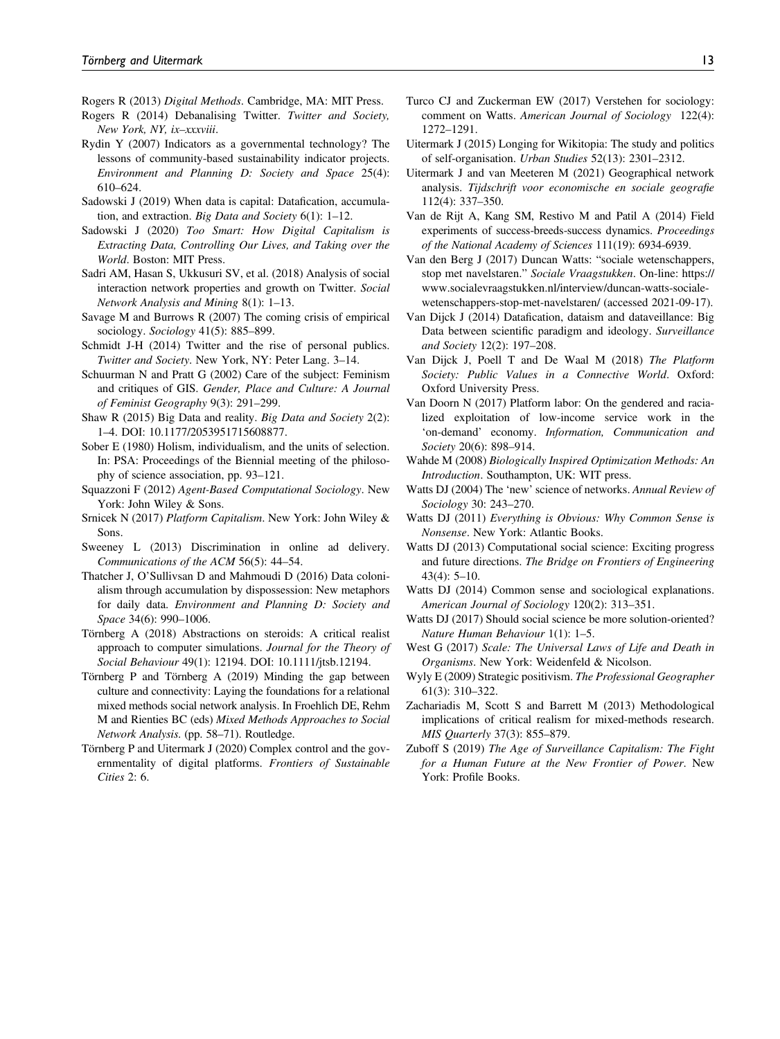Rogers R (2013) *Digital Methods*. Cambridge, MA: MIT Press.

Rogers R (2014) Debanalising Twitter. *Twitter and Society, New York, NY, ix–xxxviii*.

Rydin Y (2007) Indicators as a governmental technology? The lessons of community-based sustainability indicator projects. *Environment and Planning D: Society and Space* 25(4): 610–624.

Sadowski J (2019) When data is capital: Datafication, accumulation, and extraction. *Big Data and Society* 6(1): 1–12.

Sadowski J (2020) *Too Smart: How Digital Capitalism is Extracting Data, Controlling Our Lives, and Taking over the World*. Boston: MIT Press.

Sadri AM, Hasan S, Ukkusuri SV, et al. (2018) Analysis of social interaction network properties and growth on Twitter. *Social Network Analysis and Mining* 8(1): 1–13.

Savage M and Burrows R (2007) The coming crisis of empirical sociology. *Sociology* 41(5): 885–899.

Schmidt J-H (2014) Twitter and the rise of personal publics. *Twitter and Society*. New York, NY: Peter Lang. 3–14.

Schuurman N and Pratt G (2002) Care of the subject: Feminism and critiques of GIS. *Gender, Place and Culture: A Journal of Feminist Geography* 9(3): 291–299.

Shaw R (2015) Big Data and reality. *Big Data and Society* 2(2): 1–4. DOI: 10.1177/2053951715608877.

Sober E (1980) Holism, individualism, and the units of selection. In: PSA: Proceedings of the Biennial meeting of the philosophy of science association, pp. 93–121.

Squazzoni F (2012) *Agent-Based Computational Sociology*. New York: John Wiley & Sons.

Srnicek N (2017) *Platform Capitalism*. New York: John Wiley & Sons.

Sweeney L (2013) Discrimination in online ad delivery. *Communications of the ACM* 56(5): 44–54.

Thatcher J, O'Sullivsan D and Mahmoudi D (2016) Data colonialism through accumulation by dispossession: New metaphors for daily data. *Environment and Planning D: Society and Space* 34(6): 990–1006.

Törnberg A (2018) Abstractions on steroids: A critical realist approach to computer simulations. *Journal for the Theory of Social Behaviour* 49(1): 12194. DOI: 10.1111/jtsb.12194.

Törnberg P and Törnberg A (2019) Minding the gap between culture and connectivity: Laying the foundations for a relational mixed methods social network analysis. In Froehlich DE, Rehm M and Rienties BC (eds) *Mixed Methods Approaches to Social Network Analysis*. (pp. 58–71). Routledge.

Törnberg P and Uitermark J (2020) Complex control and the governmentality of digital platforms. *Frontiers of Sustainable Cities* 2: 6.

Turco CJ and Zuckerman EW (2017) Verstehen for sociology: comment on Watts. *American Journal of Sociology* 122(4): 1272–1291.

Uitermark J (2015) Longing for Wikitopia: The study and politics of self-organisation. *Urban Studies* 52(13): 2301–2312.

Uitermark J and van Meeteren M (2021) Geographical network analysis. *Tijdschrift voor economische en sociale geografie* 112(4): 337–350.

Van de Rijt A, Kang SM, Restivo M and Patil A (2014) Field experiments of success-breeds-success dynamics. *Proceedings of the National Academy of Sciences* 111(19): 6934-6939.

Van den Berg J (2017) Duncan Watts: "sociale wetenschappers, stop met navelstaren." *Sociale Vraagstukken*. On-line: https://www.socialevraagstukken.nl/interview/duncan-watts-sociale-wetenschappers-stop-met-navelstaren/ (accessed 2021-09-17).

Van Dijck J (2014) Datafication, dataism and dataveillance: Big Data between scientific paradigm and ideology. *Surveillance and Society* 12(2): 197–208.

Van Dijck J, Poell T and De Waal M (2018) *The Platform Society: Public Values in a Connective World*. Oxford: Oxford University Press.

Van Doorn N (2017) Platform labor: On the gendered and racialized exploitation of low-income service work in the 'on-demand' economy. *Information, Communication and Society* 20(6): 898–914.

Wahde M (2008) *Biologically Inspired Optimization Methods: An Introduction*. Southampton, UK: WIT press.

Watts DJ (2004) The 'new' science of networks. *Annual Review of Sociology* 30: 243–270.

Watts DJ (2011) *Everything is Obvious: Why Common Sense is Nonsense*. New York: Atlantic Books.

Watts DJ (2013) Computational social science: Exciting progress and future directions. *The Bridge on Frontiers of Engineering* 43(4): 5–10.

Watts DJ (2014) Common sense and sociological explanations. *American Journal of Sociology* 120(2): 313–351.

Watts DJ (2017) Should social science be more solution-oriented? *Nature Human Behaviour* 1(1): 1–5.

West G (2017) *Scale: The Universal Laws of Life and Death in Organisms*. New York: Weidenfeld & Nicolson.

Wyly E (2009) Strategic positivism. *The Professional Geographer* 61(3): 310–322.

Zachariadis M, Scott S and Barrett M (2013) Methodological implications of critical realism for mixed-methods research. *MIS Quarterly* 37(3): 855–879.

Zuboff S (2019) *The Age of Surveillance Capitalism: The Fight for a Human Future at the New Frontier of Power*. New York: Profile Books.